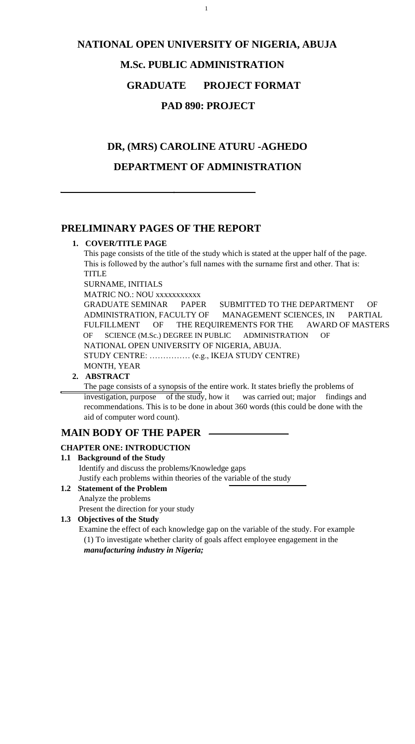# NATIONAL OPEN UNIVERSITY OF NIGERIA, ABUJA

# M.Sc. PUBLIC ADMINISTRATION

# GRADUATE PROJECT FORMAT

# PAD 890: PROJECT

## DR, (MRS) CAROLINE ATURU -AGHEDO

## DEPARTMENT OF ADMINISTRATION

## PRELIMINARY PAGES OF THE REPORT

1. **COVER/TITLE PAGE**

   This page consists of the title of the study which is stated at the upper half of the page. This is followed by the author's full names with the surname first and other. That is:

   TITLE

   SURNAME, INITIALS

   MATRIC NO.: NOU xxxxxxxxxxx

   GRADUATE SEMINAR PAPER SUBMITTED TO THE DEPARTMENT OF ADMINISTRATION, FACULTY OF MANAGEMENT SCIENCES, IN PARTIAL FULFILLMENT OF THE REQUIREMENTS FOR THE AWARD OF MASTERS OF SCIENCE (M.Sc.) DEGREE IN PUBLIC ADMINISTRATION OF NATIONAL OPEN UNIVERSITY OF NIGERIA, ABUJA.

   STUDY CENTRE: …………… (e.g., IKEJA STUDY CENTRE)

   MONTH, YEAR

2. **ABSTRACT**

   The page consists of a synopsis of the entire work. It states briefly the problems of investigation, purpose of the study, how it was carried out; major findings and recommendations. This is to be done in about 360 words (this could be done with the aid of computer word count).

## MAIN BODY OF THE PAPER

### CHAPTER ONE: INTRODUCTION

**1.1 Background of the Study**

Identify and discuss the problems/Knowledge gaps

Justify each problems within theories of the variable of the study

**1.2 Statement of the Problem**

Analyze the problems

Present the direction for your study

**1.3 Objectives of the Study**

Examine the effect of each knowledge gap on the variable of the study. For example

(1) To investigate whether clarity of goals affect employee engagement in the ***manufacturing industry in Nigeria;***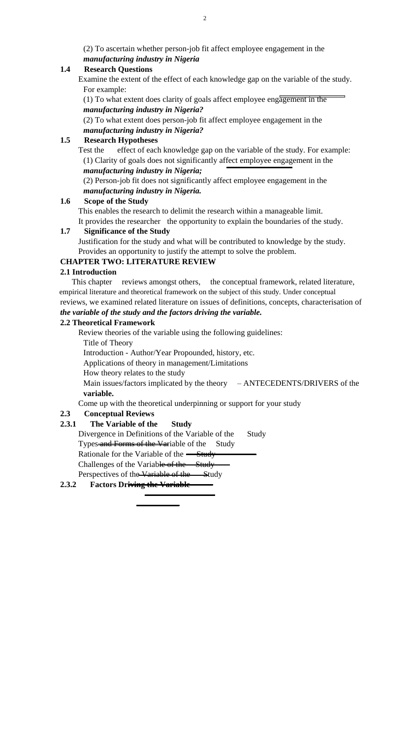(2) To ascertain whether person-job fit affect employee engagement in the ***manufacturing industry in Nigeria***

### 1.4 Research Questions

Examine the extent of the effect of each knowledge gap on the variable of the study. For example:

(1) To what extent does clarity of goals affect employee engagement in the ***manufacturing industry in Nigeria?***

(2) To what extent does person-job fit affect employee engagement in the ***manufacturing industry in Nigeria?***

### 1.5 Research Hypotheses

Test the effect of each knowledge gap on the variable of the study. For example:

(1) Clarity of goals does not significantly affect employee engagement in the ***manufacturing industry in Nigeria;***

(2) Person-job fit does not significantly affect employee engagement in the ***manufacturing industry in Nigeria.***

### 1.6 Scope of the Study

This enables the research to delimit the research within a manageable limit. It provides the researcher the opportunity to explain the boundaries of the study.

### 1.7 Significance of the Study

Justification for the study and what will be contributed to knowledge by the study. Provides an opportunity to justify the attempt to solve the problem.

## CHAPTER TWO: LITERATURE REVIEW

### 2.1 Introduction

This chapter reviews amongst others, the conceptual framework, related literature, empirical literature and theoretical framework on the subject of this study. Under conceptual reviews, we examined related literature on issues of definitions, concepts, characterisation of ***the variable of the study and the factors driving the variable.***

### 2.2 Theoretical Framework

Review theories of the variable using the following guidelines:

Title of Theory

Introduction - Author/Year Propounded, history, etc.

Applications of theory in management/Limitations

How theory relates to the study

Main issues/factors implicated by the theory – ANTECEDENTS/DRIVERS of the **variable.**

Come up with the theoretical underpinning or support for your study

### 2.3 Conceptual Reviews

#### 2.3.1 The Variable of the Study

Divergence in Definitions of the Variable of the Study

Types and Forms of the Variable of the Study

Rationale for the Variable of the Study

Challenges of the Variable of the Study

Perspectives of the Variable of the Study

#### 2.3.2 Factors Driving the Variable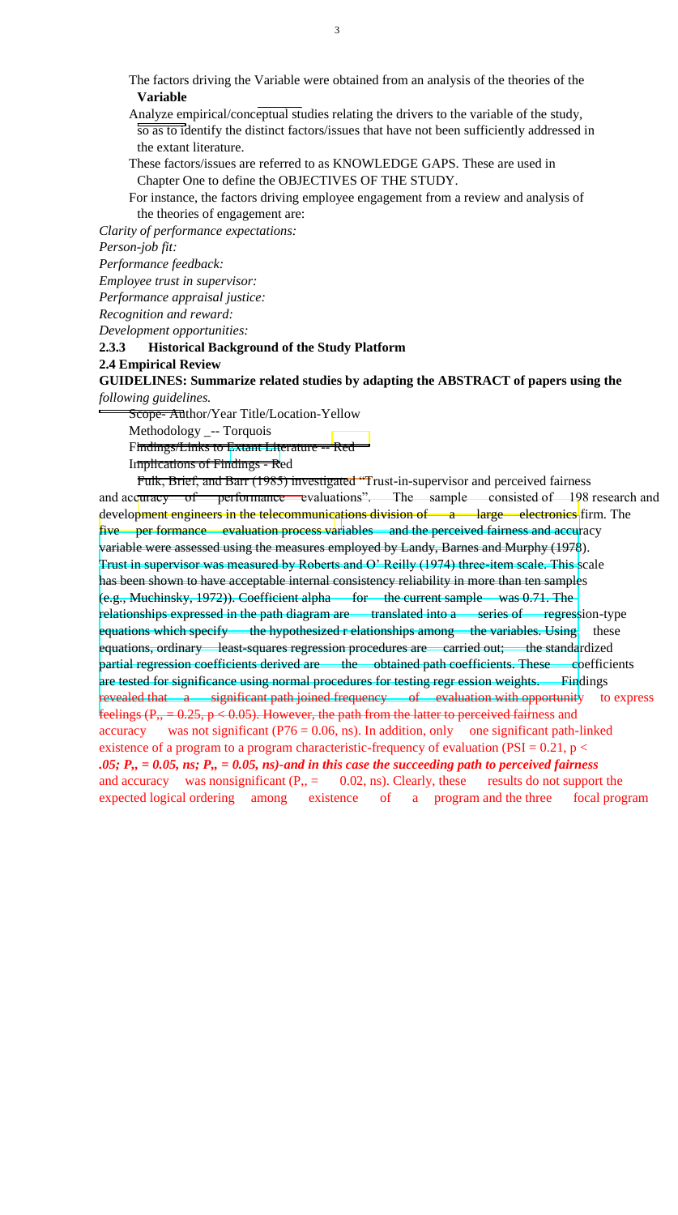The factors driving the Variable were obtained from an analysis of the theories of the **Variable**

Analyze empirical/conceptual studies relating the drivers to the variable of the study, so as to identify the distinct factors/issues that have not been sufficiently addressed in the extant literature.

These factors/issues are referred to as KNOWLEDGE GAPS. These are used in Chapter One to define the OBJECTIVES OF THE STUDY.

For instance, the factors driving employee engagement from a review and analysis of the theories of engagement are:

*Clarity of performance expectations:*

*Person-job fit:*

*Performance feedback:*

*Employee trust in supervisor:*

*Performance appraisal justice:*

*Recognition and reward:*

*Development opportunities:*

### 2.3.3 Historical Background of the Study Platform

## 2.4 Empirical Review

**GUIDELINES: Summarize related studies by adapting the ABSTRACT of papers using the** *following guidelines.*

- Scope- Author/Year Title/Location-Yellow
- Methodology _-- Torquois
- Findings/Links to Extant Literature -- Red
- Implications of Findings - Red

Fulk, Brief, and Barr (1985) investigated "Trust-in-supervisor and perceived fairness and accuracy of performance evaluations". The sample consisted of 198 research and development engineers in the telecommunications division of a large electronics firm. The five per formance evaluation process variables and the perceived fairness and accuracy variable were assessed using the measures employed by Landy, Barnes and Murphy (1978). Trust in supervisor was measured by Roberts and O' Reilly (1974) three-item scale. This scale has been shown to have acceptable internal consistency reliability in more than ten samples (e.g., Muchinsky, 1972)). Coefficient alpha for the current sample was 0.71. The relationships expressed in the path diagram are translated into a series of regression-type equations which specify the hypothesized r elationships among the variables. Using these equations, ordinary least-squares regression procedures are carried out; the standardized partial regression coefficients derived are the obtained path coefficients. These coefficients are tested for significance using normal procedures for testing regr ession weights. Findings revealed that a significant path joined frequency of evaluation with opportunity to express feelings ($P_{,,} = 0.25$, $p < 0.05$). However, the path from the latter to perceived fairness and accuracy was not significant ($P76 = 0.06$, ns). In addition, only one significant path-linked existence of a program to a program characteristic-frequency of evaluation ($PSI = 0.21$, $p <$ *.05; $P_{,,} = 0.05$, ns; $P_{,,} = 0.05$, ns)-and in this case the succeeding path to perceived fairness* and accuracy was nonsignificant ($P_{,,} = 0.02$, ns). Clearly, these results do not support the expected logical ordering among existence of a program and the three focal program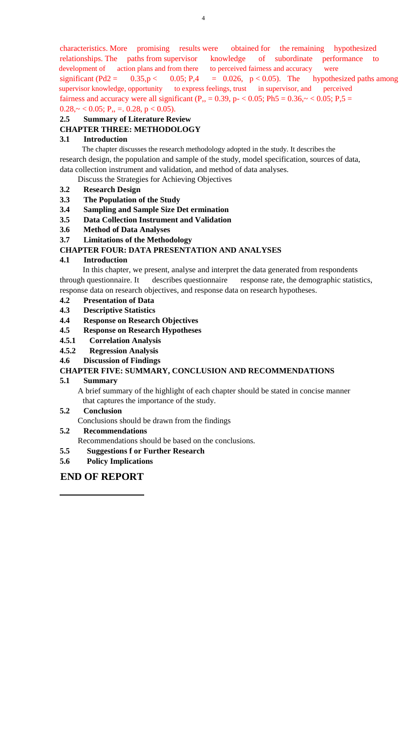characteristics. More promising results were obtained for the remaining hypothesized relationships. The paths from supervisor knowledge of subordinate performance to development of action plans and from there to perceived fairness and accuracy were significant (Pd2 = 0.35,p < 0.05; P,4 = 0.026, $p < 0.05$). The hypothesized paths among supervisor knowledge, opportunity to express feelings, trust in supervisor, and perceived fairness and accuracy were all significant (P,, = 0.39, p- < 0.05; Ph5 = 0.36,~ < 0.05; P,5 = 0.28,~ < 0.05; P,, =. 0.28, $p < 0.05$).

### 2.5 Summary of Literature Review

## CHAPTER THREE: METHODOLOGY

### 3.1 Introduction

The chapter discusses the research methodology adopted in the study. It describes the research design, the population and sample of the study, model specification, sources of data, data collection instrument and validation, and method of data analyses.

Discuss the Strategies for Achieving Objectives

### 3.2 Research Design

### 3.3 The Population of the Study

### 3.4 Sampling and Sample Size Det ermination

### 3.5 Data Collection Instrument and Validation

### 3.6 Method of Data Analyses

### 3.7 Limitations of the Methodology

## CHAPTER FOUR: DATA PRESENTATION AND ANALYSES

### 4.1 Introduction

In this chapter, we present, analyse and interpret the data generated from respondents through questionnaire. It describes questionnaire response rate, the demographic statistics, response data on research objectives, and response data on research hypotheses.

### 4.2 Presentation of Data

### 4.3 Descriptive Statistics

### 4.4 Response on Research Objectives

### 4.5 Response on Research Hypotheses

#### 4.5.1 Correlation Analysis

#### 4.5.2 Regression Analysis

### 4.6 Discussion of Findings

## CHAPTER FIVE: SUMMARY, CONCLUSION AND RECOMMENDATIONS

### 5.1 Summary

A brief summary of the highlight of each chapter should be stated in concise manner that captures the importance of the study.

### 5.2 Conclusion

Conclusions should be drawn from the findings

### 5.2 Recommendations

Recommendations should be based on the conclusions.

### 5.5 Suggestions f or Further Research

### 5.6 Policy Implications

# END OF REPORT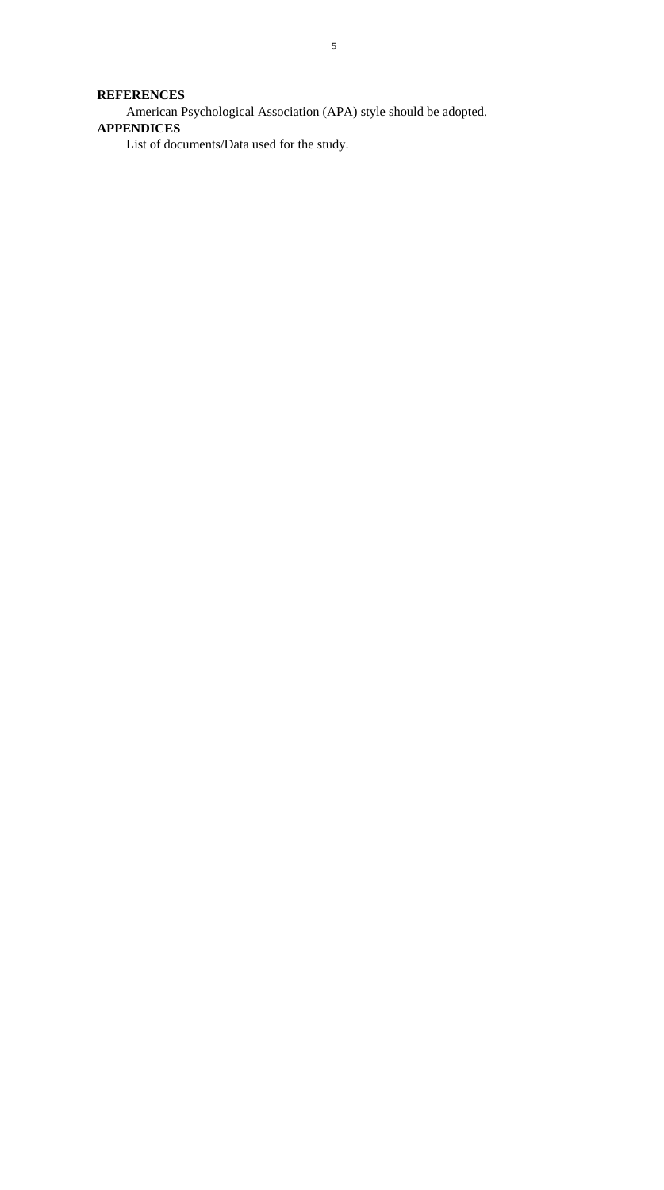**REFERENCES**

American Psychological Association (APA) style should be adopted.

**APPENDICES**

List of documents/Data used for the study.